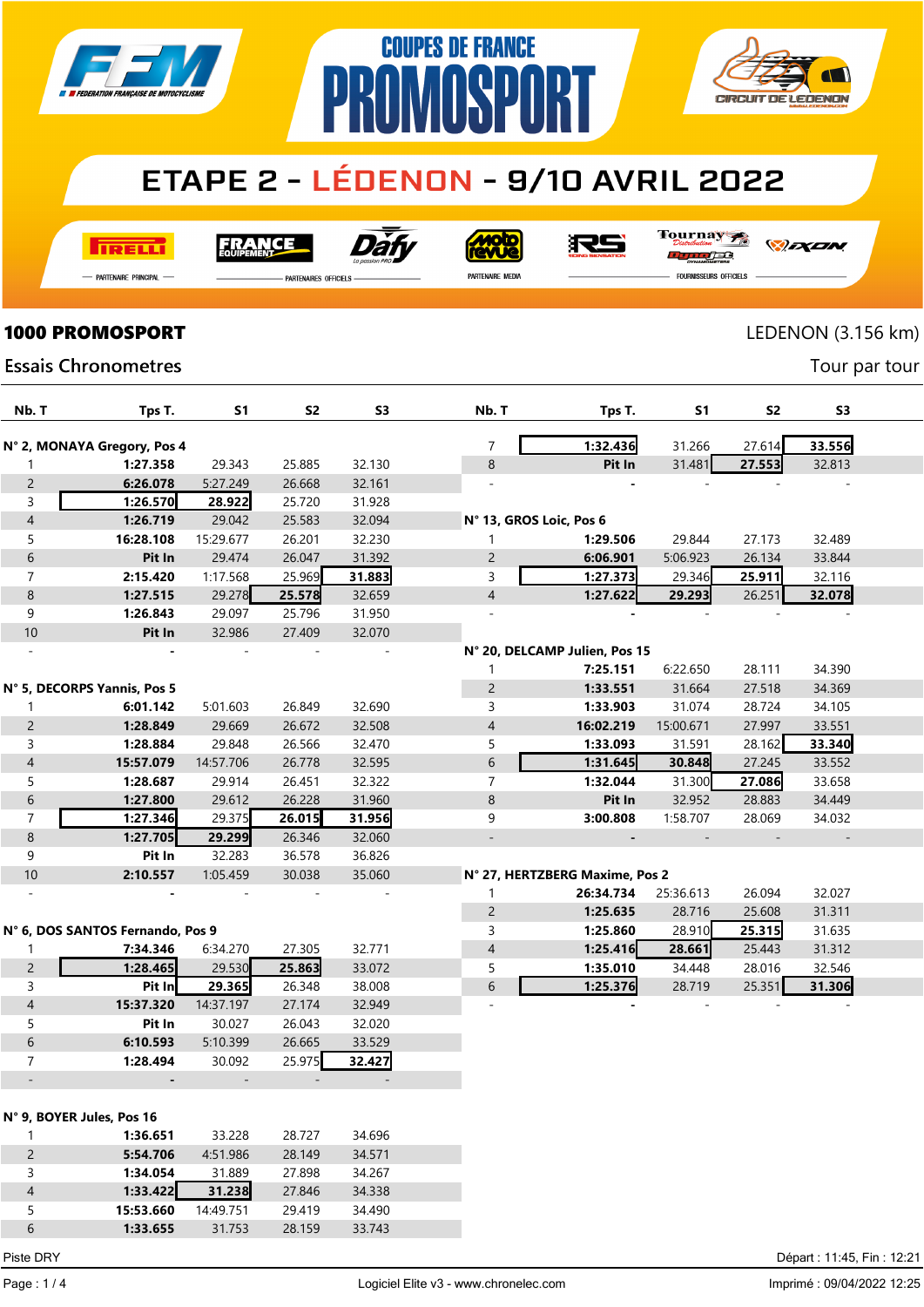# COUPES DE FRANCE PROMOSPORT

## ETAPE 2 - LÉDENON - 9/10 AVRIL 2022

PARTENAIRE PRINCIPAL — PARTENAIRES OFFICIELS — PARTENAIRE MEDIA — FOURNISSEURS OFFICIELS

**1000 PROMOSPORT** LEDENON (3.156 km)

Essais Chronometres — Tour par tour

**N° 2, MONAYA Gregory, Pos 4**

| Nb. T | Tps T. | S1 | S2 | S3 |
|---|---|---|---|---|
| 1 | 1:27.358 | 29.343 | 25.885 | 32.130 |
| 2 | 6:26.078 | 5:27.249 | 26.668 | 32.161 |
| 3 | 1:26.570 | 28.922 | 25.720 | 31.928 |
| 4 | 1:26.719 | 29.042 | 25.583 | 32.094 |
| 5 | 16:28.108 | 15:29.677 | 26.201 | 32.230 |
| 6 | Pit In | 29.474 | 26.047 | 31.392 |
| 7 | 2:15.420 | 1:17.568 | 25.969 | 31.883 |
| 8 | 1:27.515 | 29.278 | 25.578 | 32.659 |
| 9 | 1:26.843 | 29.097 | 25.796 | 31.950 |
| 10 | Pit In | 32.986 | 27.409 | 32.070 |
| - | - | - | - | - |

**N° 5, DECORPS Yannis, Pos 5**

| Nb. T | Tps T. | S1 | S2 | S3 |
|---|---|---|---|---|
| 1 | 6:01.142 | 5:01.603 | 26.849 | 32.690 |
| 2 | 1:28.849 | 29.669 | 26.672 | 32.508 |
| 3 | 1:28.884 | 29.848 | 26.566 | 32.470 |
| 4 | 15:57.079 | 14:57.706 | 26.778 | 32.595 |
| 5 | 1:28.687 | 29.914 | 26.451 | 32.322 |
| 6 | 1:27.800 | 29.612 | 26.228 | 31.960 |
| 7 | 1:27.346 | 29.375 | 26.015 | 31.956 |
| 8 | 1:27.705 | 29.299 | 26.346 | 32.060 |
| 9 | Pit In | 32.283 | 36.578 | 36.826 |
| 10 | 2:10.557 | 1:05.459 | 30.038 | 35.060 |
| - | - | - | - | - |

**N° 6, DOS SANTOS Fernando, Pos 9**

| Nb. T | Tps T. | S1 | S2 | S3 |
|---|---|---|---|---|
| 1 | 7:34.346 | 6:34.270 | 27.305 | 32.771 |
| 2 | 1:28.465 | 29.530 | 25.863 | 33.072 |
| 3 | Pit In | 29.365 | 26.348 | 38.008 |
| 4 | 15:37.320 | 14:37.197 | 27.174 | 32.949 |
| 5 | Pit In | 30.027 | 26.043 | 32.020 |
| 6 | 6:10.593 | 5:10.399 | 26.665 | 33.529 |
| 7 | 1:28.494 | 30.092 | 25.975 | 32.427 |
| - | - | - | - | - |

**N° 9, BOYER Jules, Pos 16**

| Nb. T | Tps T. | S1 | S2 | S3 |
|---|---|---|---|---|
| 1 | 1:36.651 | 33.228 | 28.727 | 34.696 |
| 2 | 5:54.706 | 4:51.986 | 28.149 | 34.571 |
| 3 | 1:34.054 | 31.889 | 27.898 | 34.267 |
| 4 | 1:33.422 | 31.238 | 27.846 | 34.338 |
| 5 | 15:53.660 | 14:49.751 | 29.419 | 34.490 |
| 6 | 1:33.655 | 31.753 | 28.159 | 33.743 |
| 7 | 1:32.436 | 31.266 | 27.614 | 33.556 |
| 8 | Pit In | 31.481 | 27.553 | 32.813 |
| - | - | - | - | - |

**N° 13, GROS Loic, Pos 6**

| Nb. T | Tps T. | S1 | S2 | S3 |
|---|---|---|---|---|
| 1 | 1:29.506 | 29.844 | 27.173 | 32.489 |
| 2 | 6:06.901 | 5:06.923 | 26.134 | 33.844 |
| 3 | 1:27.373 | 29.346 | 25.911 | 32.116 |
| 4 | 1:27.622 | 29.293 | 26.251 | 32.078 |
| - | - | - | - | - |

**N° 20, DELCAMP Julien, Pos 15**

| Nb. T | Tps T. | S1 | S2 | S3 |
|---|---|---|---|---|
| 1 | 7:25.151 | 6:22.650 | 28.111 | 34.390 |
| 2 | 1:33.551 | 31.664 | 27.518 | 34.369 |
| 3 | 1:33.903 | 31.074 | 28.724 | 34.105 |
| 4 | 16:02.219 | 15:00.671 | 27.997 | 33.551 |
| 5 | 1:33.093 | 31.591 | 28.162 | 33.340 |
| 6 | 1:31.645 | 30.848 | 27.245 | 33.552 |
| 7 | 1:32.044 | 31.300 | 27.086 | 33.658 |
| 8 | Pit In | 32.952 | 28.883 | 34.449 |
| 9 | 3:00.808 | 1:58.707 | 28.069 | 34.032 |
| - | - | - | - | - |

**N° 27, HERTZBERG Maxime, Pos 2**

| Nb. T | Tps T. | S1 | S2 | S3 |
|---|---|---|---|---|
| 1 | 26:34.734 | 25:36.613 | 26.094 | 32.027 |
| 2 | 1:25.635 | 28.716 | 25.608 | 31.311 |
| 3 | 1:25.860 | 28.910 | 25.315 | 31.635 |
| 4 | 1:25.416 | 28.661 | 25.443 | 31.312 |
| 5 | 1:35.010 | 34.448 | 28.016 | 32.546 |
| 6 | 1:25.376 | 28.719 | 25.351 | 31.306 |
| - | - | - | - | - |

Piste DRY — Départ : 11:45, Fin : 12:21

Logiciel Elite v3 - www.chronelec.com — Imprimé : 09/04/2022 12:25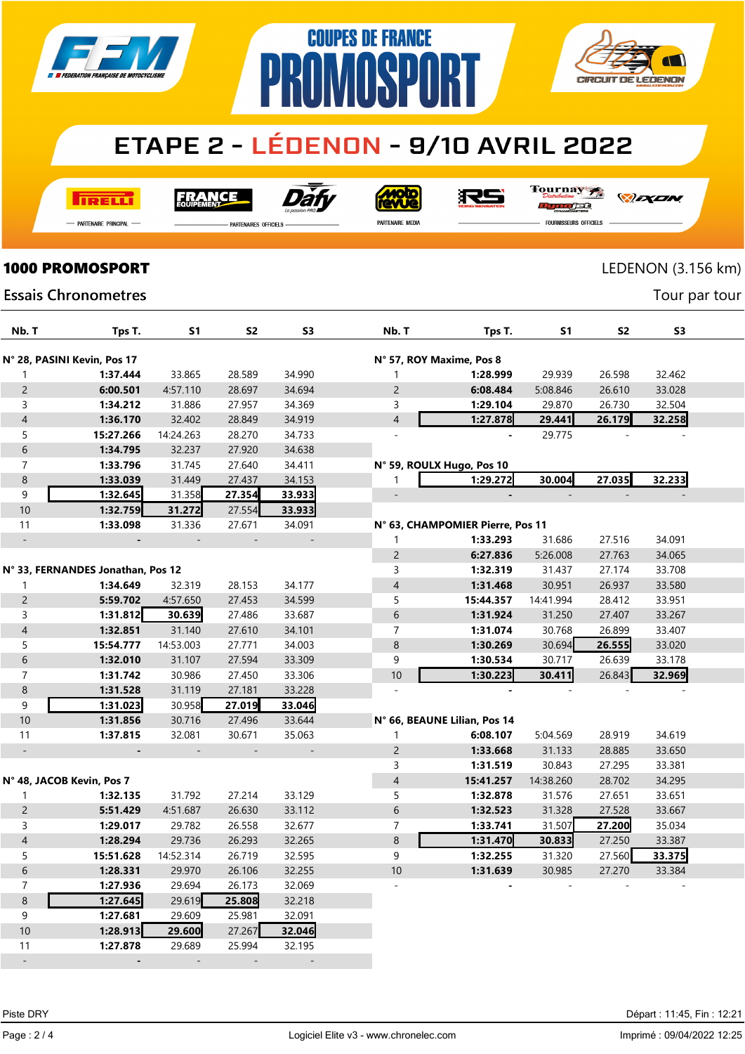# COUPES DE FRANCE PROMOSPORT

## ETAPE 2 - LÉDENON - 9/10 AVRIL 2022

PARTENAIRE PRINCIPAL — PARTENAIRES OFFICIELS — PARTENAIRE MEDIA — FOURNISSEURS OFFICIELS

### 1000 PROMOSPORT

LEDENON (3.156 km)

Essais Chronometres

Tour par tour

**N° 28, PASINI Kevin, Pos 17**

| Nb. T | Tps T. | S1 | S2 | S3 |
|---|---|---|---|---|
| 1 | **1:37.444** | 33.865 | 28.589 | 34.990 |
| 2 | **6:00.501** | 4:57.110 | 28.697 | 34.694 |
| 3 | **1:34.212** | 31.886 | 27.957 | 34.369 |
| 4 | **1:36.170** | 32.402 | 28.849 | 34.919 |
| 5 | **15:27.266** | 14:24.263 | 28.270 | 34.733 |
| 6 | **1:34.795** | 32.237 | 27.920 | 34.638 |
| 7 | **1:33.796** | 31.745 | 27.640 | 34.411 |
| 8 | **1:33.039** | 31.449 | 27.437 | 34.153 |
| 9 | **1:32.645** | 31.358 | **27.354** | **33.933** |
| 10 | **1:32.759** | **31.272** | 27.554 | **33.933** |
| 11 | **1:33.098** | 31.336 | 27.671 | 34.091 |
| - | - | - | - | - |

**N° 33, FERNANDES Jonathan, Pos 12**

| Nb. T | Tps T. | S1 | S2 | S3 |
|---|---|---|---|---|
| 1 | **1:34.649** | 32.319 | 28.153 | 34.177 |
| 2 | **5:59.702** | 4:57.650 | 27.453 | 34.599 |
| 3 | **1:31.812** | **30.639** | 27.486 | 33.687 |
| 4 | **1:32.851** | 31.140 | 27.610 | 34.101 |
| 5 | **15:54.777** | 14:53.003 | 27.771 | 34.003 |
| 6 | **1:32.010** | 31.107 | 27.594 | 33.309 |
| 7 | **1:31.742** | 30.986 | 27.450 | 33.306 |
| 8 | **1:31.528** | 31.119 | 27.181 | 33.228 |
| 9 | **1:31.023** | 30.958 | **27.019** | **33.046** |
| 10 | **1:31.856** | 30.716 | 27.496 | 33.644 |
| 11 | **1:37.815** | 32.081 | 30.671 | 35.063 |
| - | - | - | - | - |

**N° 48, JACOB Kevin, Pos 7**

| Nb. T | Tps T. | S1 | S2 | S3 |
|---|---|---|---|---|
| 1 | **1:32.135** | 31.792 | 27.214 | 33.129 |
| 2 | **5:51.429** | 4:51.687 | 26.630 | 33.112 |
| 3 | **1:29.017** | 29.782 | 26.558 | 32.677 |
| 4 | **1:28.294** | 29.736 | 26.293 | 32.265 |
| 5 | **15:51.628** | 14:52.314 | 26.719 | 32.595 |
| 6 | **1:28.331** | 29.970 | 26.106 | 32.255 |
| 7 | **1:27.936** | 29.694 | 26.173 | 32.069 |
| 8 | **1:27.645** | 29.619 | **25.808** | 32.218 |
| 9 | **1:27.681** | 29.609 | 25.981 | 32.091 |
| 10 | **1:28.913** | **29.600** | 27.267 | **32.046** |
| 11 | **1:27.878** | 29.689 | 25.994 | 32.195 |
| - | - | - | - | - |

**N° 57, ROY Maxime, Pos 8**

| Nb. T | Tps T. | S1 | S2 | S3 |
|---|---|---|---|---|
| 1 | **1:28.999** | 29.939 | 26.598 | 32.462 |
| 2 | **6:08.484** | 5:08.846 | 26.610 | 33.028 |
| 3 | **1:29.104** | 29.870 | 26.730 | 32.504 |
| 4 | **1:27.878** | **29.441** | **26.179** | **32.258** |
| - | - | 29.775 | - | - |

**N° 59, ROULX Hugo, Pos 10**

| Nb. T | Tps T. | S1 | S2 | S3 |
|---|---|---|---|---|
| 1 | **1:29.272** | **30.004** | **27.035** | **32.233** |
| - | - | - | - | - |

**N° 63, CHAMPOMIER Pierre, Pos 11**

| Nb. T | Tps T. | S1 | S2 | S3 |
|---|---|---|---|---|
| 1 | **1:33.293** | 31.686 | 27.516 | 34.091 |
| 2 | **6:27.836** | 5:26.008 | 27.763 | 34.065 |
| 3 | **1:32.319** | 31.437 | 27.174 | 33.708 |
| 4 | **1:31.468** | 30.951 | 26.937 | 33.580 |
| 5 | **15:44.357** | 14:41.994 | 28.412 | 33.951 |
| 6 | **1:31.924** | 31.250 | 27.407 | 33.267 |
| 7 | **1:31.074** | 30.768 | 26.899 | 33.407 |
| 8 | **1:30.269** | 30.694 | **26.555** | 33.020 |
| 9 | **1:30.534** | 30.717 | 26.639 | 33.178 |
| 10 | **1:30.223** | **30.411** | 26.843 | **32.969** |
| - | - | - | - | - |

**N° 66, BEAUNE Lilian, Pos 14**

| Nb. T | Tps T. | S1 | S2 | S3 |
|---|---|---|---|---|
| 1 | **6:08.107** | 5:04.569 | 28.919 | 34.619 |
| 2 | **1:33.668** | 31.133 | 28.885 | 33.650 |
| 3 | **1:31.519** | 30.843 | 27.295 | 33.381 |
| 4 | **15:41.257** | 14:38.260 | 28.702 | 34.295 |
| 5 | **1:32.878** | 31.576 | 27.651 | 33.651 |
| 6 | **1:32.523** | 31.328 | 27.528 | 33.667 |
| 7 | **1:33.741** | 31.507 | **27.200** | 35.034 |
| 8 | **1:31.470** | **30.833** | 27.250 | 33.387 |
| 9 | **1:32.255** | 31.320 | 27.560 | **33.375** |
| 10 | **1:31.639** | 30.985 | 27.270 | 33.384 |
| - | - | - | - | - |

Piste DRY

Départ : 11:45, Fin : 12:21

Logiciel Elite v3 - www.chronelec.com

Imprimé : 09/04/2022 12:25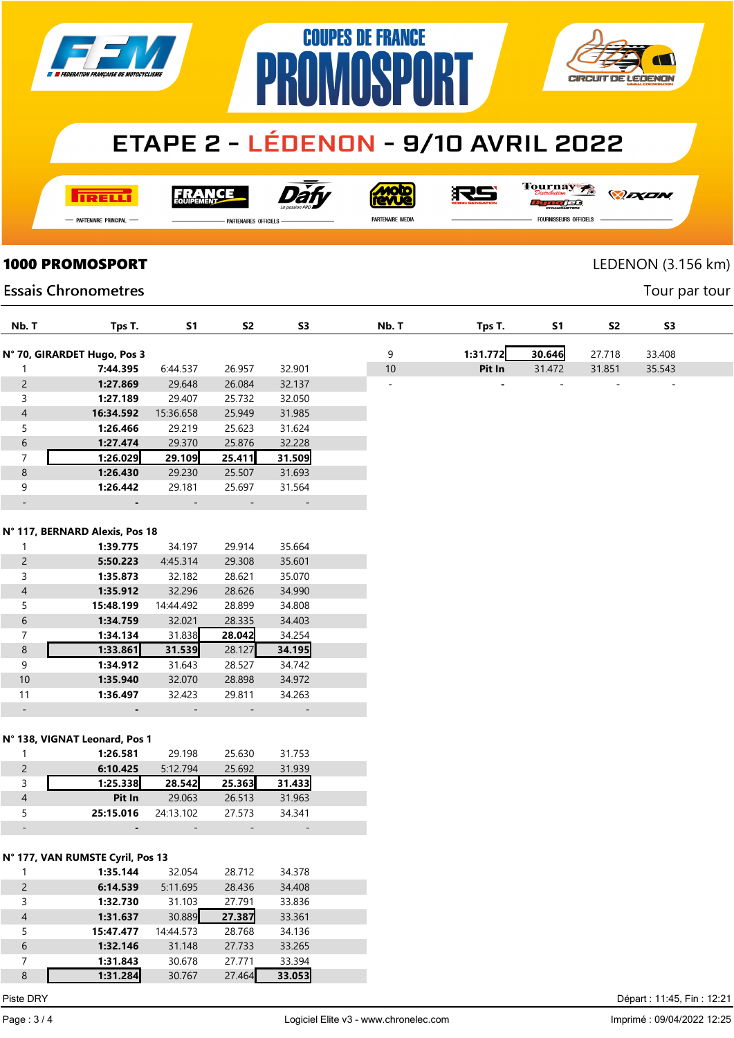# COUPES DE FRANCE PROMOSPORT

## ETAPE 2 - LÉDENON - 9/10 AVRIL 2022

PARTENAIRE PRINCIPAL — PARTENAIRES OFFICIELS — PARTENAIRE MEDIA — FOURNISSEURS OFFICIELS

## 1000 PROMOSPORT

LEDENON (3.156 km)

### Essais Chronometres

Tour par tour

**N° 70, GIRARDET Hugo, Pos 3**

| Nb. T | Tps T. | S1 | S2 | S3 |
|---|---|---|---|---|
| 1 | **7:44.395** | 6:44.537 | 26.957 | 32.901 |
| 2 | **1:27.869** | 29.648 | 26.084 | 32.137 |
| 3 | **1:27.189** | 29.407 | 25.732 | 32.050 |
| 4 | **16:34.592** | 15:36.658 | 25.949 | 31.985 |
| 5 | **1:26.466** | 29.219 | 25.623 | 31.624 |
| 6 | **1:27.474** | 29.370 | 25.876 | 32.228 |
| 7 | **1:26.029** | **29.109** | **25.411** | **31.509** |
| 8 | **1:26.430** | 29.230 | 25.507 | 31.693 |
| 9 | **1:26.442** | 29.181 | 25.697 | 31.564 |
| - | - | - | - | - |

**N° 117, BERNARD Alexis, Pos 18**

| Nb. T | Tps T. | S1 | S2 | S3 |
|---|---|---|---|---|
| 1 | **1:39.775** | 34.197 | 29.914 | 35.664 |
| 2 | **5:50.223** | 4:45.314 | 29.308 | 35.601 |
| 3 | **1:35.873** | 32.182 | 28.621 | 35.070 |
| 4 | **1:35.912** | 32.296 | 28.626 | 34.990 |
| 5 | **15:48.199** | 14:44.492 | 28.899 | 34.808 |
| 6 | **1:34.759** | 32.021 | 28.335 | 34.403 |
| 7 | **1:34.134** | 31.838 | **28.042** | 34.254 |
| 8 | **1:33.861** | **31.539** | 28.127 | **34.195** |
| 9 | **1:34.912** | 31.643 | 28.527 | 34.742 |
| 10 | **1:35.940** | 32.070 | 28.898 | 34.972 |
| 11 | **1:36.497** | 32.423 | 29.811 | 34.263 |
| - | - | - | - | - |

**N° 138, VIGNAT Leonard, Pos 1**

| Nb. T | Tps T. | S1 | S2 | S3 |
|---|---|---|---|---|
| 1 | **1:26.581** | 29.198 | 25.630 | 31.753 |
| 2 | **6:10.425** | 5:12.794 | 25.692 | 31.939 |
| 3 | **1:25.338** | **28.542** | **25.363** | **31.433** |
| 4 | **Pit In** | 29.063 | 26.513 | 31.963 |
| 5 | **25:15.016** | 24:13.102 | 27.573 | 34.341 |
| - | - | - | - | - |

**N° 177, VAN RUMSTE Cyril, Pos 13**

| Nb. T | Tps T. | S1 | S2 | S3 |
|---|---|---|---|---|
| 1 | **1:35.144** | 32.054 | 28.712 | 34.378 |
| 2 | **6:14.539** | 5:11.695 | 28.436 | 34.408 |
| 3 | **1:32.730** | 31.103 | 27.791 | 33.836 |
| 4 | **1:31.637** | 30.889 | **27.387** | 33.361 |
| 5 | **15:47.477** | 14:44.573 | 28.768 | 34.136 |
| 6 | **1:32.146** | 31.148 | 27.733 | 33.265 |
| 7 | **1:31.843** | 30.678 | 27.771 | 33.394 |
| 8 | **1:31.284** | 30.767 | 27.464 | **33.053** |
| 9 | **1:31.772** | **30.646** | 27.718 | 33.408 |
| 10 | **Pit In** | 31.472 | 31.851 | 35.543 |
| - | - | - | - | - |

Piste DRY

Départ : 11:45, Fin : 12:21

Logiciel Elite v3 - www.chronelec.com

Imprimé : 09/04/2022 12:25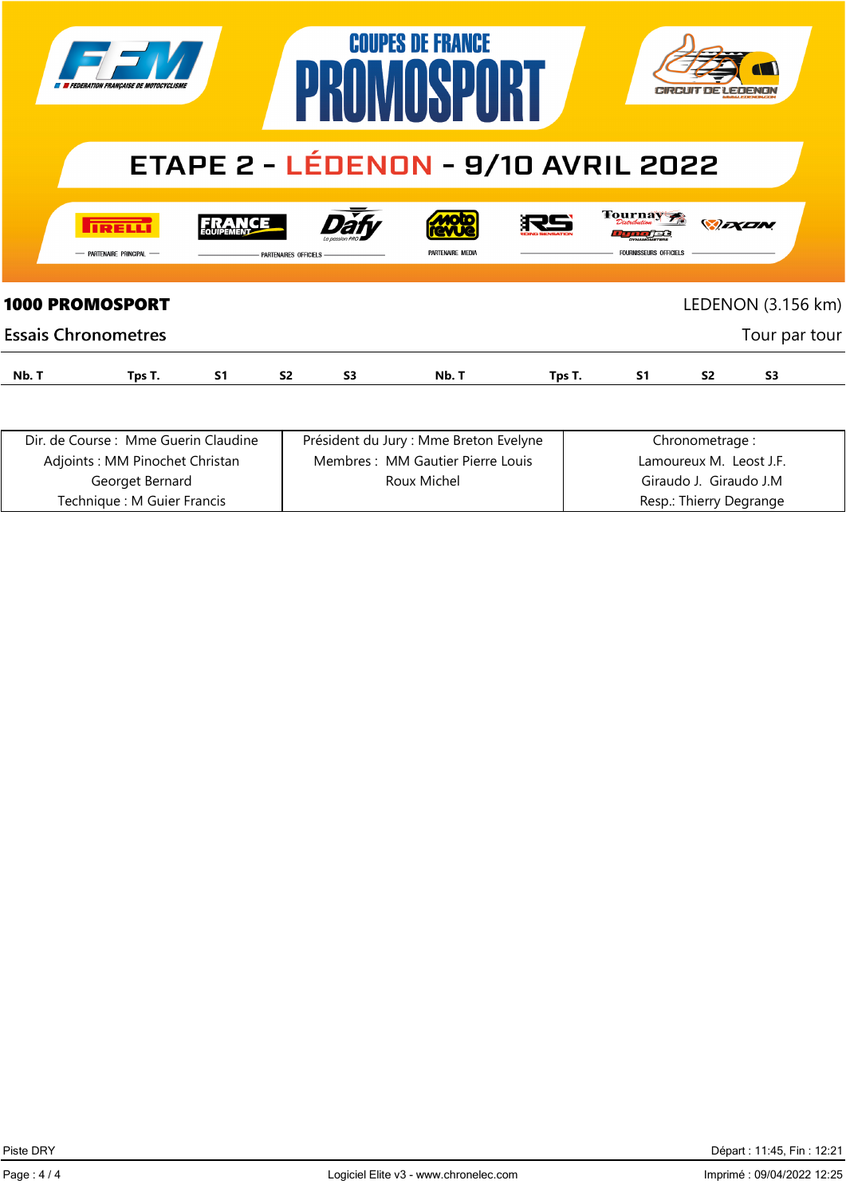COUPES DE FRANCE PROMOSPORT

ETAPE 2 - LÉDENON - 9/10 AVRIL 2022

## 1000 PROMOSPORT

LEDENON (3.156 km)

Essais Chronometres

Tour par tour

| Nb. T | Tps T. | S1 | S2 | S3 | Nb. T | Tps T. | S1 | S2 | S3 |
|---|---|---|---|---|---|---|---|---|---|

| | | |
|---|---|---|
| Dir. de Course : Mme Guerin Claudine<br>Adjoints : MM Pinochet Christan<br>Georget Bernard<br>Technique : M Guier Francis | Président du Jury : Mme Breton Evelyne<br>Membres : MM Gautier Pierre Louis<br>Roux Michel | Chronometrage :<br>Lamoureux M. Leost J.F.<br>Giraudo J. Giraudo J.M<br>Resp.: Thierry Degrange |

Piste DRY

Départ : 11:45, Fin : 12:21

Logiciel Elite v3 - www.chronelec.com

Imprimé : 09/04/2022 12:25